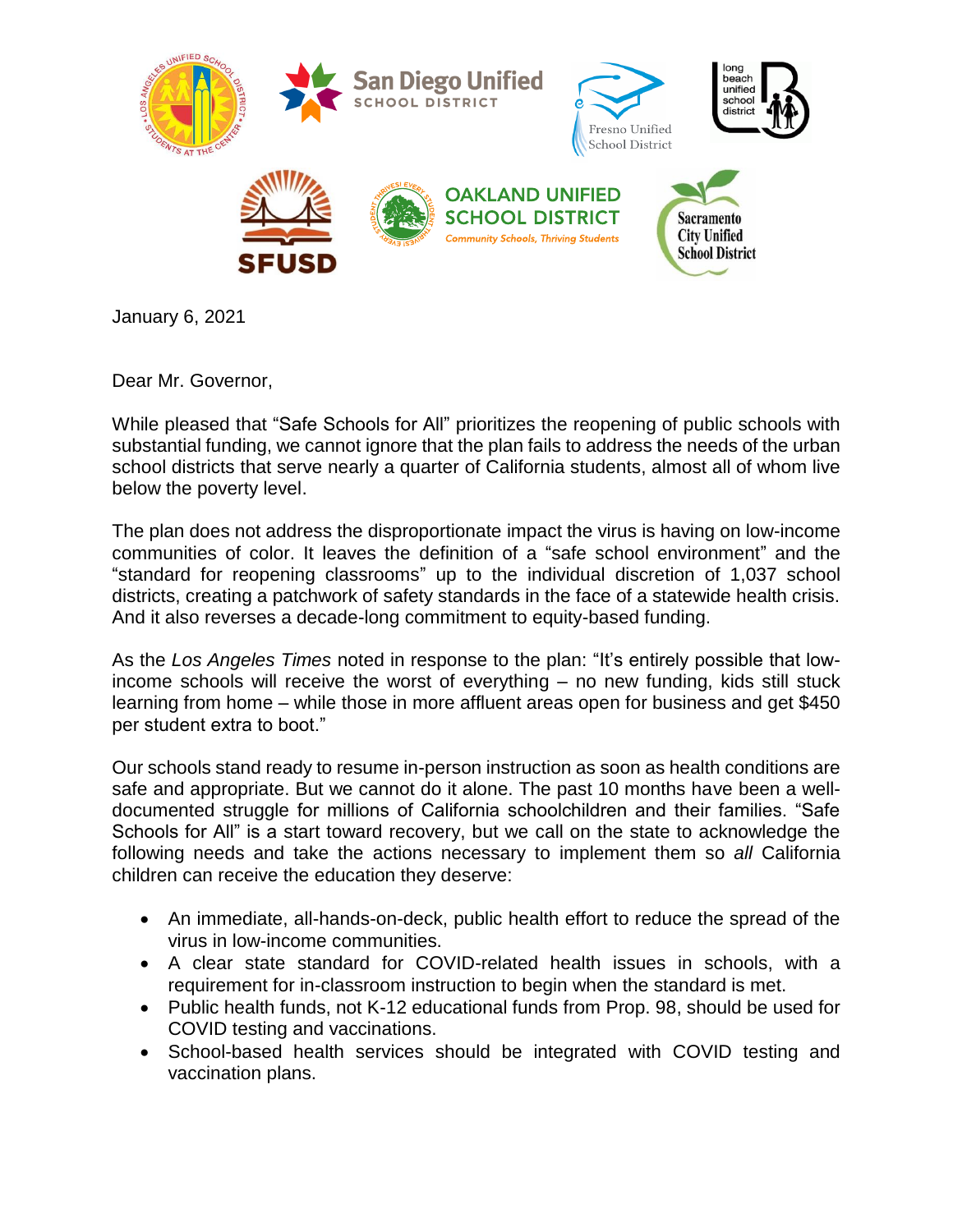January 6, 2021

Dear Mr. Governor,

While pleased that "Safe Schools for All" prioritizes the reopening of public schools with substantial funding, we cannot ignore that the plan fails to address the needs of the urban school districts that serve nearly a quarter of California students, almost all of whom live below the poverty level.

The plan does not address the disproportionate impact the virus is having on low-income communities of color. It leaves the definition of a "safe school environment" and the "standard for reopening classrooms" up to the individual discretion of 1,037 school districts, creating a patchwork of safety standards in the face of a statewide health crisis. And it also reverses a decade-long commitment to equity-based funding.

As the *Los Angeles Times* noted in response to the plan: "It's entirely possible that low-income schools will receive the worst of everything – no new funding, kids still stuck learning from home – while those in more affluent areas open for business and get $450 per student extra to boot."

Our schools stand ready to resume in-person instruction as soon as health conditions are safe and appropriate. But we cannot do it alone. The past 10 months have been a well-documented struggle for millions of California schoolchildren and their families. "Safe Schools for All" is a start toward recovery, but we call on the state to acknowledge the following needs and take the actions necessary to implement them so *all* California children can receive the education they deserve:

- An immediate, all-hands-on-deck, public health effort to reduce the spread of the virus in low-income communities.
- A clear state standard for COVID-related health issues in schools, with a requirement for in-classroom instruction to begin when the standard is met.
- Public health funds, not K-12 educational funds from Prop. 98, should be used for COVID testing and vaccinations.
- School-based health services should be integrated with COVID testing and vaccination plans.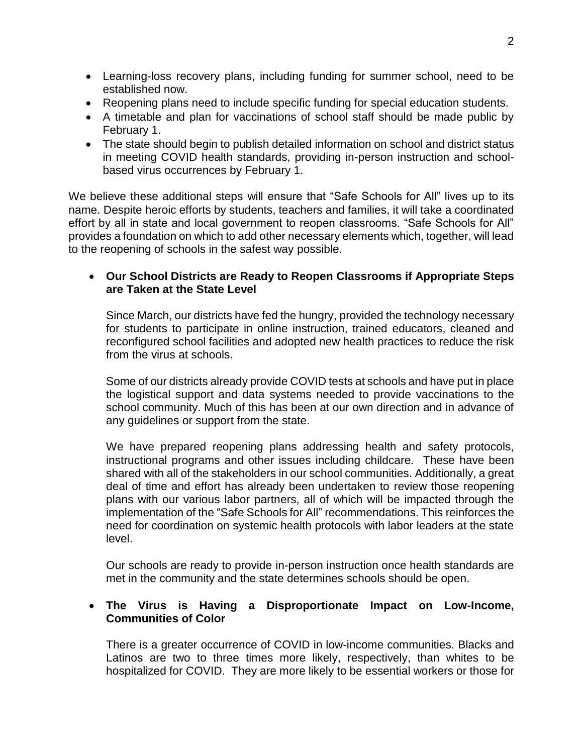- Learning-loss recovery plans, including funding for summer school, need to be established now.
- Reopening plans need to include specific funding for special education students.
- A timetable and plan for vaccinations of school staff should be made public by February 1.
- The state should begin to publish detailed information on school and district status in meeting COVID health standards, providing in-person instruction and school-based virus occurrences by February 1.

We believe these additional steps will ensure that "Safe Schools for All" lives up to its name. Despite heroic efforts by students, teachers and families, it will take a coordinated effort by all in state and local government to reopen classrooms. "Safe Schools for All" provides a foundation on which to add other necessary elements which, together, will lead to the reopening of schools in the safest way possible.

- **Our School Districts are Ready to Reopen Classrooms if Appropriate Steps are Taken at the State Level**

  Since March, our districts have fed the hungry, provided the technology necessary for students to participate in online instruction, trained educators, cleaned and reconfigured school facilities and adopted new health practices to reduce the risk from the virus at schools.

  Some of our districts already provide COVID tests at schools and have put in place the logistical support and data systems needed to provide vaccinations to the school community. Much of this has been at our own direction and in advance of any guidelines or support from the state.

  We have prepared reopening plans addressing health and safety protocols, instructional programs and other issues including childcare. These have been shared with all of the stakeholders in our school communities. Additionally, a great deal of time and effort has already been undertaken to review those reopening plans with our various labor partners, all of which will be impacted through the implementation of the "Safe Schools for All" recommendations. This reinforces the need for coordination on systemic health protocols with labor leaders at the state level.

  Our schools are ready to provide in-person instruction once health standards are met in the community and the state determines schools should be open.

- **The Virus is Having a Disproportionate Impact on Low-Income, Communities of Color**

  There is a greater occurrence of COVID in low-income communities. Blacks and Latinos are two to three times more likely, respectively, than whites to be hospitalized for COVID. They are more likely to be essential workers or those for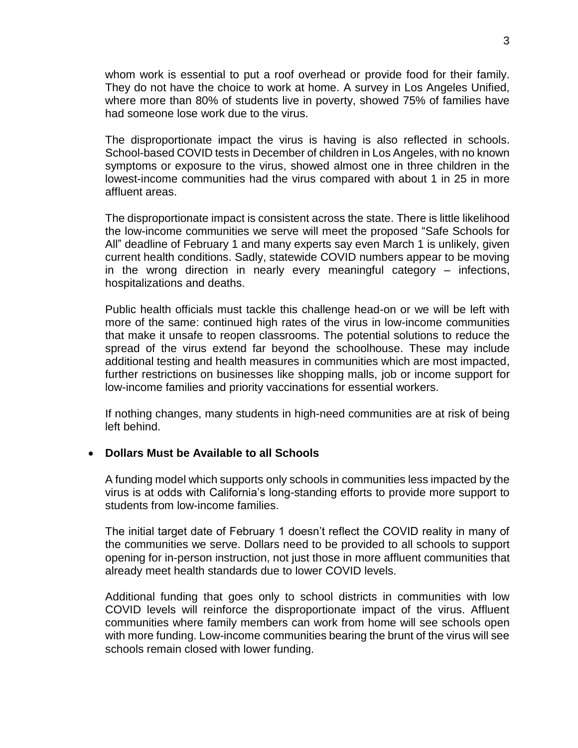whom work is essential to put a roof overhead or provide food for their family. They do not have the choice to work at home. A survey in Los Angeles Unified, where more than 80% of students live in poverty, showed 75% of families have had someone lose work due to the virus.

The disproportionate impact the virus is having is also reflected in schools. School-based COVID tests in December of children in Los Angeles, with no known symptoms or exposure to the virus, showed almost one in three children in the lowest-income communities had the virus compared with about 1 in 25 in more affluent areas.

The disproportionate impact is consistent across the state. There is little likelihood the low-income communities we serve will meet the proposed "Safe Schools for All" deadline of February 1 and many experts say even March 1 is unlikely, given current health conditions. Sadly, statewide COVID numbers appear to be moving in the wrong direction in nearly every meaningful category – infections, hospitalizations and deaths.

Public health officials must tackle this challenge head-on or we will be left with more of the same: continued high rates of the virus in low-income communities that make it unsafe to reopen classrooms. The potential solutions to reduce the spread of the virus extend far beyond the schoolhouse. These may include additional testing and health measures in communities which are most impacted, further restrictions on businesses like shopping malls, job or income support for low-income families and priority vaccinations for essential workers.

If nothing changes, many students in high-need communities are at risk of being left behind.

- **Dollars Must be Available to all Schools**

  A funding model which supports only schools in communities less impacted by the virus is at odds with California's long-standing efforts to provide more support to students from low-income families.

  The initial target date of February 1 doesn't reflect the COVID reality in many of the communities we serve. Dollars need to be provided to all schools to support opening for in-person instruction, not just those in more affluent communities that already meet health standards due to lower COVID levels.

  Additional funding that goes only to school districts in communities with low COVID levels will reinforce the disproportionate impact of the virus. Affluent communities where family members can work from home will see schools open with more funding. Low-income communities bearing the brunt of the virus will see schools remain closed with lower funding.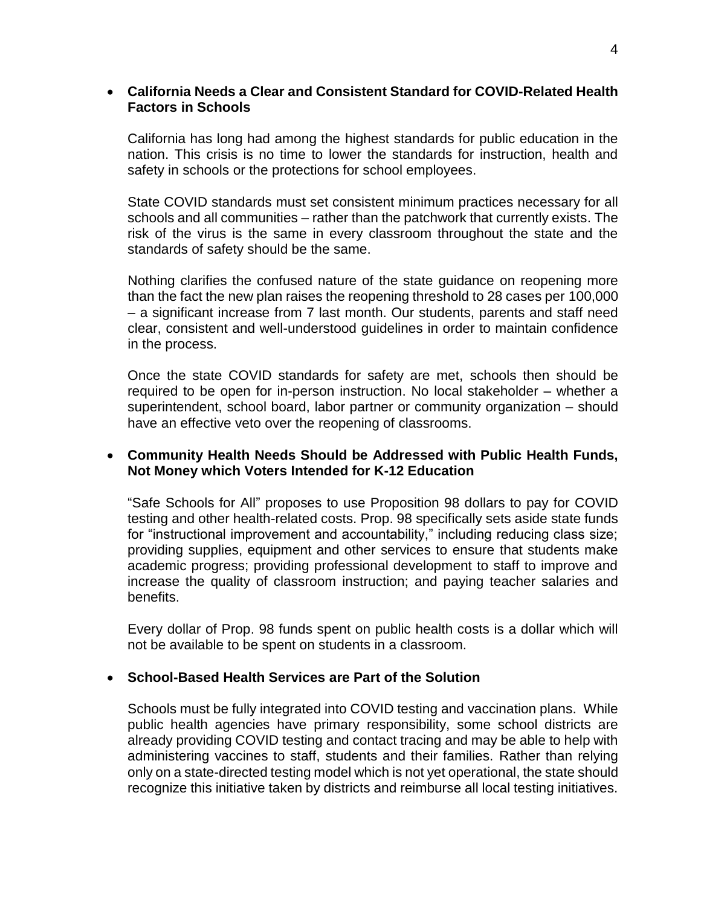- **California Needs a Clear and Consistent Standard for COVID-Related Health Factors in Schools**

  California has long had among the highest standards for public education in the nation. This crisis is no time to lower the standards for instruction, health and safety in schools or the protections for school employees.

  State COVID standards must set consistent minimum practices necessary for all schools and all communities – rather than the patchwork that currently exists. The risk of the virus is the same in every classroom throughout the state and the standards of safety should be the same.

  Nothing clarifies the confused nature of the state guidance on reopening more than the fact the new plan raises the reopening threshold to 28 cases per 100,000 – a significant increase from 7 last month. Our students, parents and staff need clear, consistent and well-understood guidelines in order to maintain confidence in the process.

  Once the state COVID standards for safety are met, schools then should be required to be open for in-person instruction. No local stakeholder – whether a superintendent, school board, labor partner or community organization – should have an effective veto over the reopening of classrooms.

- **Community Health Needs Should be Addressed with Public Health Funds, Not Money which Voters Intended for K-12 Education**

  "Safe Schools for All" proposes to use Proposition 98 dollars to pay for COVID testing and other health-related costs. Prop. 98 specifically sets aside state funds for "instructional improvement and accountability," including reducing class size; providing supplies, equipment and other services to ensure that students make academic progress; providing professional development to staff to improve and increase the quality of classroom instruction; and paying teacher salaries and benefits.

  Every dollar of Prop. 98 funds spent on public health costs is a dollar which will not be available to be spent on students in a classroom.

- **School-Based Health Services are Part of the Solution**

  Schools must be fully integrated into COVID testing and vaccination plans. While public health agencies have primary responsibility, some school districts are already providing COVID testing and contact tracing and may be able to help with administering vaccines to staff, students and their families. Rather than relying only on a state-directed testing model which is not yet operational, the state should recognize this initiative taken by districts and reimburse all local testing initiatives.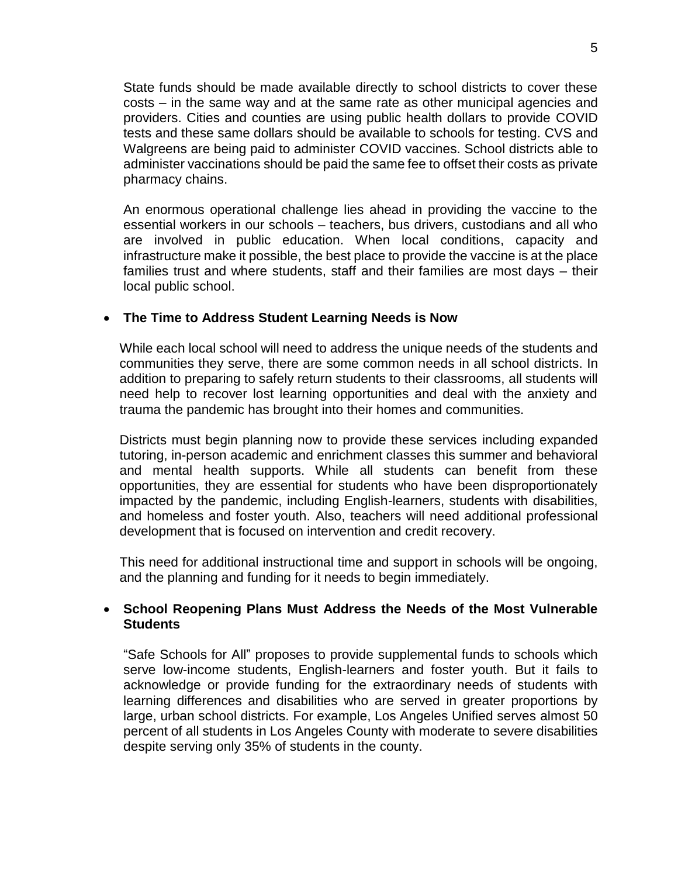State funds should be made available directly to school districts to cover these costs – in the same way and at the same rate as other municipal agencies and providers. Cities and counties are using public health dollars to provide COVID tests and these same dollars should be available to schools for testing. CVS and Walgreens are being paid to administer COVID vaccines. School districts able to administer vaccinations should be paid the same fee to offset their costs as private pharmacy chains.

An enormous operational challenge lies ahead in providing the vaccine to the essential workers in our schools – teachers, bus drivers, custodians and all who are involved in public education. When local conditions, capacity and infrastructure make it possible, the best place to provide the vaccine is at the place families trust and where students, staff and their families are most days – their local public school.

- **The Time to Address Student Learning Needs is Now**

  While each local school will need to address the unique needs of the students and communities they serve, there are some common needs in all school districts. In addition to preparing to safely return students to their classrooms, all students will need help to recover lost learning opportunities and deal with the anxiety and trauma the pandemic has brought into their homes and communities.

  Districts must begin planning now to provide these services including expanded tutoring, in-person academic and enrichment classes this summer and behavioral and mental health supports. While all students can benefit from these opportunities, they are essential for students who have been disproportionately impacted by the pandemic, including English-learners, students with disabilities, and homeless and foster youth. Also, teachers will need additional professional development that is focused on intervention and credit recovery.

  This need for additional instructional time and support in schools will be ongoing, and the planning and funding for it needs to begin immediately.

- **School Reopening Plans Must Address the Needs of the Most Vulnerable Students**

  "Safe Schools for All" proposes to provide supplemental funds to schools which serve low-income students, English-learners and foster youth. But it fails to acknowledge or provide funding for the extraordinary needs of students with learning differences and disabilities who are served in greater proportions by large, urban school districts. For example, Los Angeles Unified serves almost 50 percent of all students in Los Angeles County with moderate to severe disabilities despite serving only 35% of students in the county.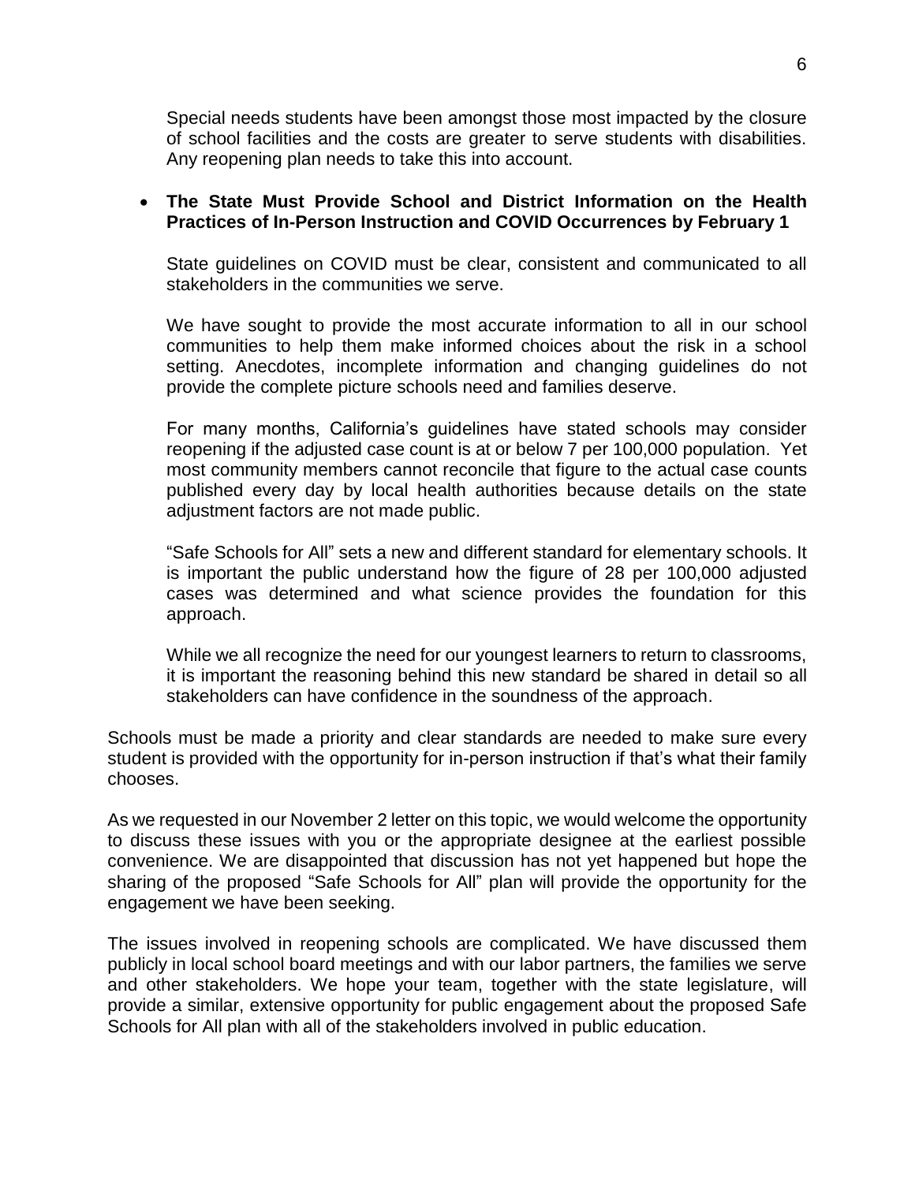Special needs students have been amongst those most impacted by the closure of school facilities and the costs are greater to serve students with disabilities. Any reopening plan needs to take this into account.

- **The State Must Provide School and District Information on the Health Practices of In-Person Instruction and COVID Occurrences by February 1**

  State guidelines on COVID must be clear, consistent and communicated to all stakeholders in the communities we serve.

  We have sought to provide the most accurate information to all in our school communities to help them make informed choices about the risk in a school setting. Anecdotes, incomplete information and changing guidelines do not provide the complete picture schools need and families deserve.

  For many months, California's guidelines have stated schools may consider reopening if the adjusted case count is at or below 7 per 100,000 population. Yet most community members cannot reconcile that figure to the actual case counts published every day by local health authorities because details on the state adjustment factors are not made public.

  "Safe Schools for All" sets a new and different standard for elementary schools. It is important the public understand how the figure of 28 per 100,000 adjusted cases was determined and what science provides the foundation for this approach.

  While we all recognize the need for our youngest learners to return to classrooms, it is important the reasoning behind this new standard be shared in detail so all stakeholders can have confidence in the soundness of the approach.

Schools must be made a priority and clear standards are needed to make sure every student is provided with the opportunity for in-person instruction if that's what their family chooses.

As we requested in our November 2 letter on this topic, we would welcome the opportunity to discuss these issues with you or the appropriate designee at the earliest possible convenience. We are disappointed that discussion has not yet happened but hope the sharing of the proposed "Safe Schools for All" plan will provide the opportunity for the engagement we have been seeking.

The issues involved in reopening schools are complicated. We have discussed them publicly in local school board meetings and with our labor partners, the families we serve and other stakeholders. We hope your team, together with the state legislature, will provide a similar, extensive opportunity for public engagement about the proposed Safe Schools for All plan with all of the stakeholders involved in public education.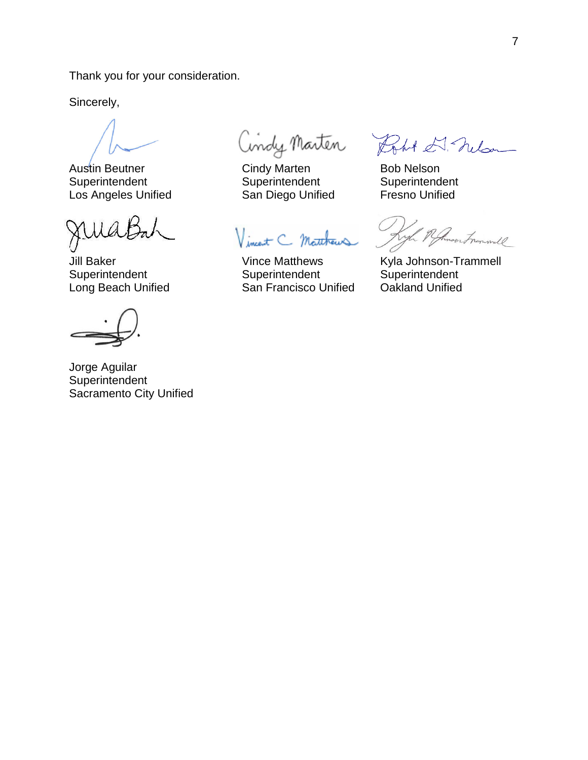Thank you for your consideration.

Sincerely,

Austin Beutner
Superintendent
Los Angeles Unified

Cindy Marten
Superintendent
San Diego Unified

Bob Nelson
Superintendent
Fresno Unified

Jill Baker
Superintendent
Long Beach Unified

Vince Matthews
Superintendent
San Francisco Unified

Kyla Johnson-Trammell
Superintendent
Oakland Unified

Jorge Aguilar
Superintendent
Sacramento City Unified